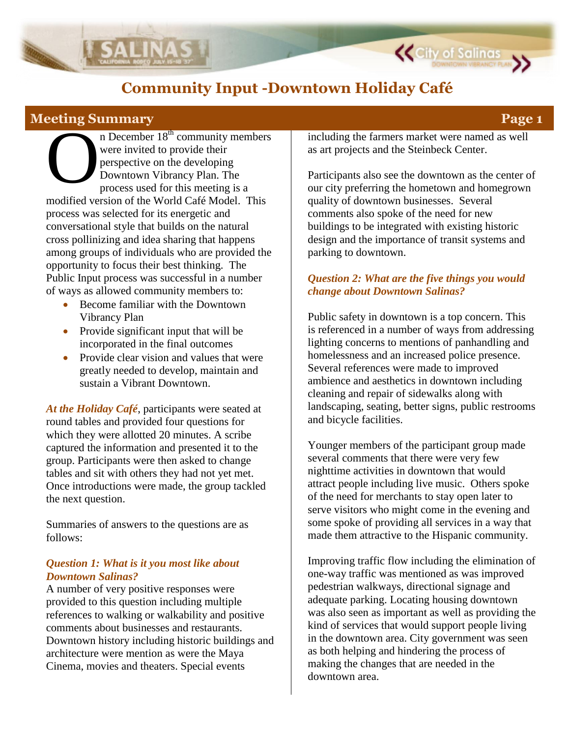# Community Input -Downtown Holiday Café

## Meeting Summary

On December 18th community members were invited to provide their perspective on the developing Downtown Vibrancy Plan. The process used for this meeting is a modified version of the World Café Model. This process was selected for its energetic and conversational style that builds on the natural cross pollinizing and idea sharing that happens among groups of individuals who are provided the opportunity to focus their best thinking. The Public Input process was successful in a number of ways as allowed community members to:

- Become familiar with the Downtown Vibrancy Plan
- Provide significant input that will be incorporated in the final outcomes
- Provide clear vision and values that were greatly needed to develop, maintain and sustain a Vibrant Downtown.

***At the Holiday Café***, participants were seated at round tables and provided four questions for which they were allotted 20 minutes. A scribe captured the information and presented it to the group. Participants were then asked to change tables and sit with others they had not yet met. Once introductions were made, the group tackled the next question.

Summaries of answers to the questions are as follows:

***Question 1: What is it you most like about Downtown Salinas?***

A number of very positive responses were provided to this question including multiple references to walking or walkability and positive comments about businesses and restaurants. Downtown history including historic buildings and architecture were mention as were the Maya Cinema, movies and theaters. Special events including the farmers market were named as well as art projects and the Steinbeck Center.

Participants also see the downtown as the center of our city preferring the hometown and homegrown quality of downtown businesses. Several comments also spoke of the need for new buildings to be integrated with existing historic design and the importance of transit systems and parking to downtown.

***Question 2: What are the five things you would change about Downtown Salinas?***

Public safety in downtown is a top concern. This is referenced in a number of ways from addressing lighting concerns to mentions of panhandling and homelessness and an increased police presence. Several references were made to improved ambience and aesthetics in downtown including cleaning and repair of sidewalks along with landscaping, seating, better signs, public restrooms and bicycle facilities.

Younger members of the participant group made several comments that there were very few nighttime activities in downtown that would attract people including live music. Others spoke of the need for merchants to stay open later to serve visitors who might come in the evening and some spoke of providing all services in a way that made them attractive to the Hispanic community.

Improving traffic flow including the elimination of one-way traffic was mentioned as was improved pedestrian walkways, directional signage and adequate parking. Locating housing downtown was also seen as important as well as providing the kind of services that would support people living in the downtown area. City government was seen as both helping and hindering the process of making the changes that are needed in the downtown area.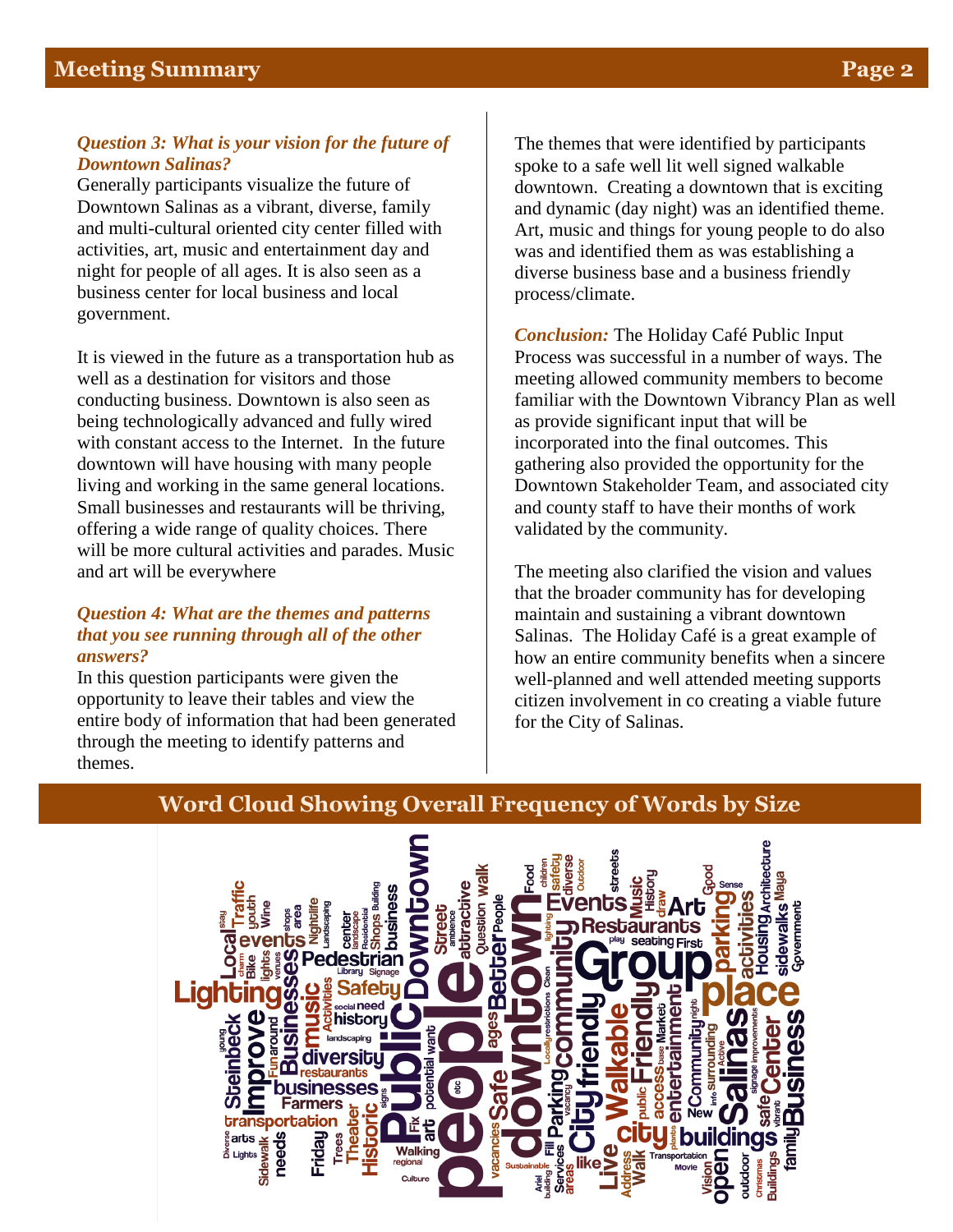***Question 3: What is your vision for the future of Downtown Salinas?***

Generally participants visualize the future of Downtown Salinas as a vibrant, diverse, family and multi-cultural oriented city center filled with activities, art, music and entertainment day and night for people of all ages. It is also seen as a business center for local business and local government.

It is viewed in the future as a transportation hub as well as a destination for visitors and those conducting business. Downtown is also seen as being technologically advanced and fully wired with constant access to the Internet. In the future downtown will have housing with many people living and working in the same general locations. Small businesses and restaurants will be thriving, offering a wide range of quality choices. There will be more cultural activities and parades. Music and art will be everywhere

***Question 4: What are the themes and patterns that you see running through all of the other answers?***

In this question participants were given the opportunity to leave their tables and view the entire body of information that had been generated through the meeting to identify patterns and themes.

The themes that were identified by participants spoke to a safe well lit well signed walkable downtown. Creating a downtown that is exciting and dynamic (day night) was an identified theme. Art, music and things for young people to do also was and identified them as was establishing a diverse business base and a business friendly process/climate.

***Conclusion:*** The Holiday Café Public Input Process was successful in a number of ways. The meeting allowed community members to become familiar with the Downtown Vibrancy Plan as well as provide significant input that will be incorporated into the final outcomes. This gathering also provided the opportunity for the Downtown Stakeholder Team, and associated city and county staff to have their months of work validated by the community.

The meeting also clarified the vision and values that the broader community has for developing maintain and sustaining a vibrant downtown Salinas. The Holiday Café is a great example of how an entire community benefits when a sincere well-planned and well attended meeting supports citizen involvement in co creating a viable future for the City of Salinas.

## Word Cloud Showing Overall Frequency of Words by Size

Lighting Local Traffic youth Wine events Nightlife Pedestrian Downtown business Street attractive walk Better People Food safety diverse Events Music History Art Good parking activities Housing Architecture sidewalks Maya Government Restaurants seating First Group place Safety need history Public people downtown community City friendly Walkable Friendly entertainment Community Salinas Center Business Steinbeck Improve Businesses music diversity restaurants businesses Farmers transportation arts Sidewalk needs Friday Trees Theater Historic art Walking Culture Safe vacancies Parking Services areas Live like city access Walk Address buildings open outdoor family Vision New Transportation Movie